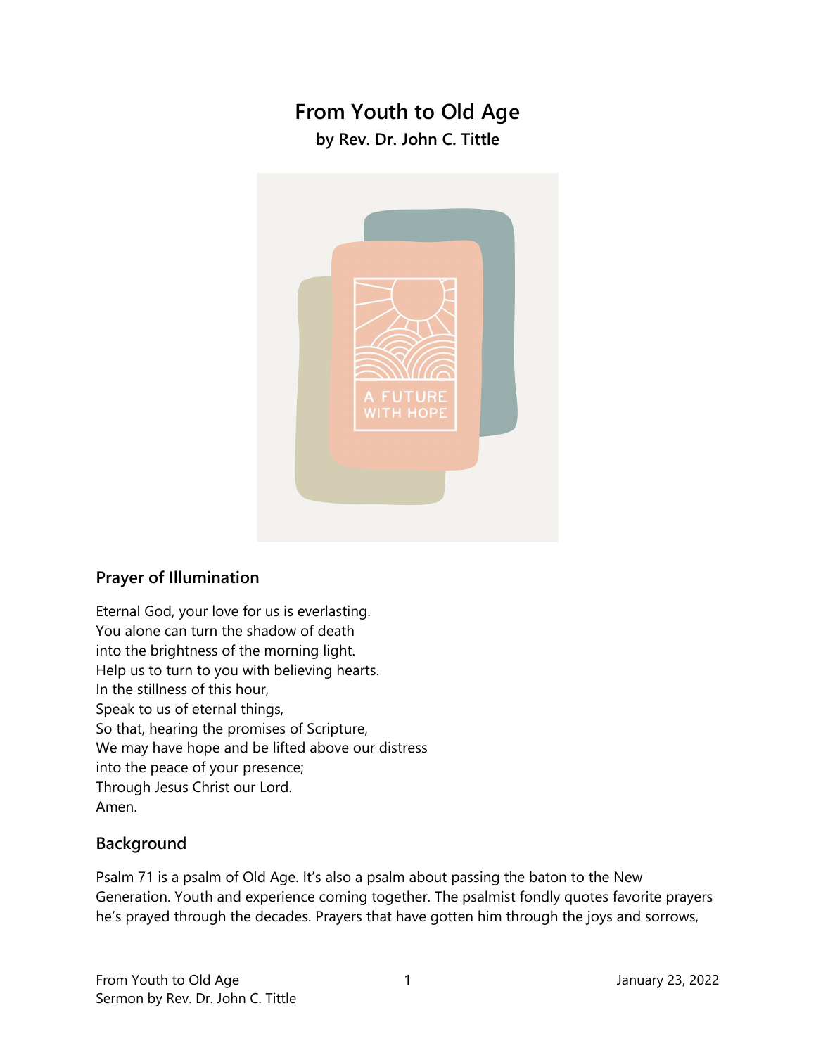# From Youth to Old Age

**by Rev. Dr. John C. Tittle**

## Prayer of Illumination

Eternal God, your love for us is everlasting.
You alone can turn the shadow of death
into the brightness of the morning light.
Help us to turn to you with believing hearts.
In the stillness of this hour,
Speak to us of eternal things,
So that, hearing the promises of Scripture,
We may have hope and be lifted above our distress
into the peace of your presence;
Through Jesus Christ our Lord.
Amen.

## Background

Psalm 71 is a psalm of Old Age. It's also a psalm about passing the baton to the New Generation. Youth and experience coming together. The psalmist fondly quotes favorite prayers he's prayed through the decades. Prayers that have gotten him through the joys and sorrows,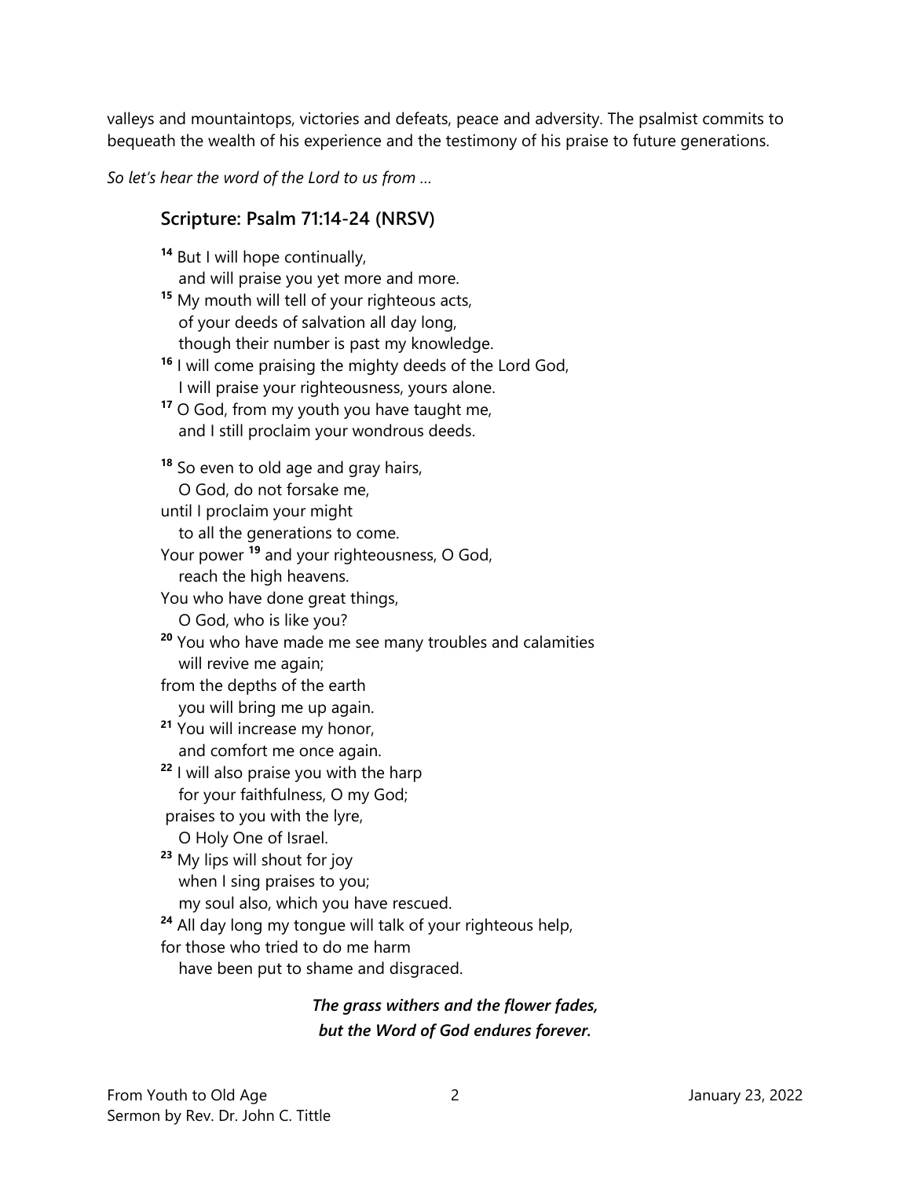valleys and mountaintops, victories and defeats, peace and adversity. The psalmist commits to bequeath the wealth of his experience and the testimony of his praise to future generations.

*So let's hear the word of the Lord to us from …*

### Scripture: Psalm 71:14-24 (NRSV)

[14] But I will hope continually,  
  and will praise you yet more and more.  
[15] My mouth will tell of your righteous acts,  
  of your deeds of salvation all day long,  
  though their number is past my knowledge.  
[16] I will come praising the mighty deeds of the Lord God,  
  I will praise your righteousness, yours alone.  
[17] O God, from my youth you have taught me,  
  and I still proclaim your wondrous deeds.

[18] So even to old age and gray hairs,  
  O God, do not forsake me,  
until I proclaim your might  
  to all the generations to come.  
Your power [19] and your righteousness, O God,  
  reach the high heavens.  
You who have done great things,  
  O God, who is like you?  
[20] You who have made me see many troubles and calamities  
  will revive me again;  
from the depths of the earth  
  you will bring me up again.  
[21] You will increase my honor,  
  and comfort me once again.  
[22] I will also praise you with the harp  
  for your faithfulness, O my God;  
praises to you with the lyre,  
  O Holy One of Israel.  
[23] My lips will shout for joy  
  when I sing praises to you;  
  my soul also, which you have rescued.  
[24] All day long my tongue will talk of your righteous help,  
for those who tried to do me harm  
  have been put to shame and disgraced.

***The grass withers and the flower fades,***  
***but the Word of God endures forever.***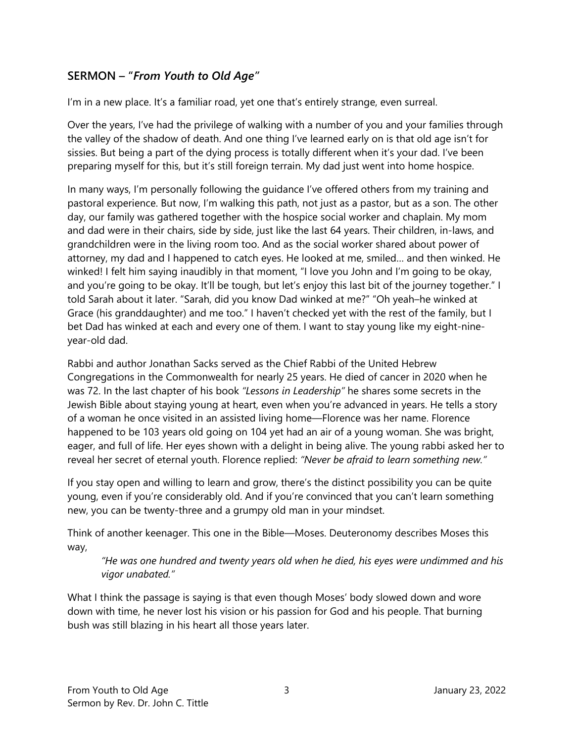## SERMON – "*From Youth to Old Age*"

I'm in a new place. It's a familiar road, yet one that's entirely strange, even surreal.

Over the years, I've had the privilege of walking with a number of you and your families through the valley of the shadow of death. And one thing I've learned early on is that old age isn't for sissies. But being a part of the dying process is totally different when it's your dad. I've been preparing myself for this, but it's still foreign terrain. My dad just went into home hospice.

In many ways, I'm personally following the guidance I've offered others from my training and pastoral experience. But now, I'm walking this path, not just as a pastor, but as a son. The other day, our family was gathered together with the hospice social worker and chaplain. My mom and dad were in their chairs, side by side, just like the last 64 years. Their children, in-laws, and grandchildren were in the living room too. And as the social worker shared about power of attorney, my dad and I happened to catch eyes. He looked at me, smiled… and then winked. He winked! I felt him saying inaudibly in that moment, "I love you John and I'm going to be okay, and you're going to be okay. It'll be tough, but let's enjoy this last bit of the journey together." I told Sarah about it later. "Sarah, did you know Dad winked at me?" "Oh yeah–he winked at Grace (his granddaughter) and me too." I haven't checked yet with the rest of the family, but I bet Dad has winked at each and every one of them. I want to stay young like my eight-nine-year-old dad.

Rabbi and author Jonathan Sacks served as the Chief Rabbi of the United Hebrew Congregations in the Commonwealth for nearly 25 years. He died of cancer in 2020 when he was 72. In the last chapter of his book *"Lessons in Leadership"* he shares some secrets in the Jewish Bible about staying young at heart, even when you're advanced in years. He tells a story of a woman he once visited in an assisted living home—Florence was her name. Florence happened to be 103 years old going on 104 yet had an air of a young woman. She was bright, eager, and full of life. Her eyes shown with a delight in being alive. The young rabbi asked her to reveal her secret of eternal youth. Florence replied: *"Never be afraid to learn something new."*

If you stay open and willing to learn and grow, there's the distinct possibility you can be quite young, even if you're considerably old. And if you're convinced that you can't learn something new, you can be twenty-three and a grumpy old man in your mindset.

Think of another keenager. This one in the Bible—Moses. Deuteronomy describes Moses this way,

> *"He was one hundred and twenty years old when he died, his eyes were undimmed and his vigor unabated."*

What I think the passage is saying is that even though Moses' body slowed down and wore down with time, he never lost his vision or his passion for God and his people. That burning bush was still blazing in his heart all those years later.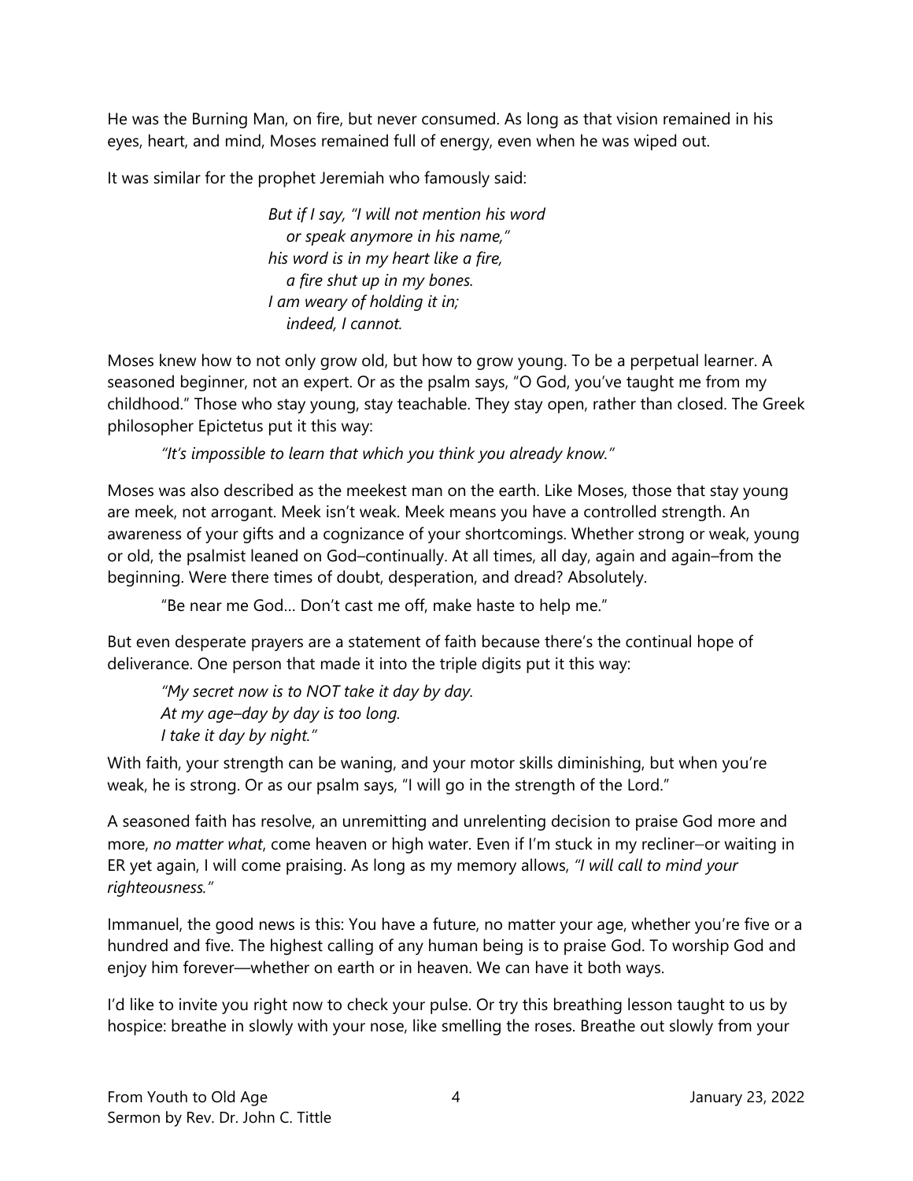He was the Burning Man, on fire, but never consumed. As long as that vision remained in his eyes, heart, and mind, Moses remained full of energy, even when he was wiped out.

It was similar for the prophet Jeremiah who famously said:

> *But if I say, "I will not mention his word*
> *or speak anymore in his name,"*
> *his word is in my heart like a fire,*
> *a fire shut up in my bones.*
> *I am weary of holding it in;*
> *indeed, I cannot.*

Moses knew how to not only grow old, but how to grow young. To be a perpetual learner. A seasoned beginner, not an expert. Or as the psalm says, "O God, you've taught me from my childhood." Those who stay young, stay teachable. They stay open, rather than closed. The Greek philosopher Epictetus put it this way:

> *"It's impossible to learn that which you think you already know."*

Moses was also described as the meekest man on the earth. Like Moses, those that stay young are meek, not arrogant. Meek isn't weak. Meek means you have a controlled strength. An awareness of your gifts and a cognizance of your shortcomings. Whether strong or weak, young or old, the psalmist leaned on God–continually. At all times, all day, again and again–from the beginning. Were there times of doubt, desperation, and dread? Absolutely.

> "Be near me God… Don't cast me off, make haste to help me."

But even desperate prayers are a statement of faith because there's the continual hope of deliverance. One person that made it into the triple digits put it this way:

> *"My secret now is to NOT take it day by day.*
> *At my age–day by day is too long.*
> *I take it day by night."*

With faith, your strength can be waning, and your motor skills diminishing, but when you're weak, he is strong. Or as our psalm says, "I will go in the strength of the Lord."

A seasoned faith has resolve, an unremitting and unrelenting decision to praise God more and more, *no matter what*, come heaven or high water. Even if I'm stuck in my recliner–or waiting in ER yet again, I will come praising. As long as my memory allows, *"I will call to mind your righteousness."*

Immanuel, the good news is this: You have a future, no matter your age, whether you're five or a hundred and five. The highest calling of any human being is to praise God. To worship God and enjoy him forever—whether on earth or in heaven. We can have it both ways.

I'd like to invite you right now to check your pulse. Or try this breathing lesson taught to us by hospice: breathe in slowly with your nose, like smelling the roses. Breathe out slowly from your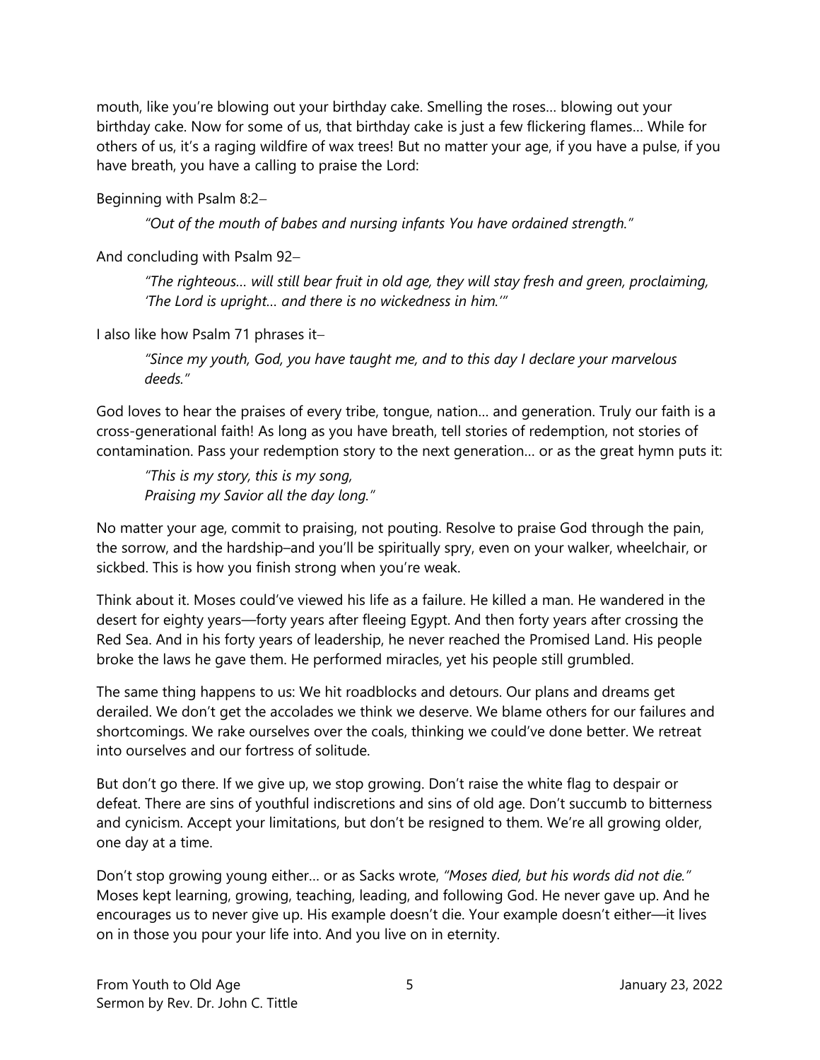mouth, like you're blowing out your birthday cake. Smelling the roses… blowing out your birthday cake. Now for some of us, that birthday cake is just a few flickering flames… While for others of us, it's a raging wildfire of wax trees! But no matter your age, if you have a pulse, if you have breath, you have a calling to praise the Lord:

Beginning with Psalm 8:2–

> *"Out of the mouth of babes and nursing infants You have ordained strength."*

And concluding with Psalm 92–

> *"The righteous… will still bear fruit in old age, they will stay fresh and green, proclaiming, 'The Lord is upright… and there is no wickedness in him.'"*

I also like how Psalm 71 phrases it–

> *"Since my youth, God, you have taught me, and to this day I declare your marvelous deeds."*

God loves to hear the praises of every tribe, tongue, nation… and generation. Truly our faith is a cross-generational faith! As long as you have breath, tell stories of redemption, not stories of contamination. Pass your redemption story to the next generation… or as the great hymn puts it:

> *"This is my story, this is my song,*
> *Praising my Savior all the day long."*

No matter your age, commit to praising, not pouting. Resolve to praise God through the pain, the sorrow, and the hardship–and you'll be spiritually spry, even on your walker, wheelchair, or sickbed. This is how you finish strong when you're weak.

Think about it. Moses could've viewed his life as a failure. He killed a man. He wandered in the desert for eighty years—forty years after fleeing Egypt. And then forty years after crossing the Red Sea. And in his forty years of leadership, he never reached the Promised Land. His people broke the laws he gave them. He performed miracles, yet his people still grumbled.

The same thing happens to us: We hit roadblocks and detours. Our plans and dreams get derailed. We don't get the accolades we think we deserve. We blame others for our failures and shortcomings. We rake ourselves over the coals, thinking we could've done better. We retreat into ourselves and our fortress of solitude.

But don't go there. If we give up, we stop growing. Don't raise the white flag to despair or defeat. There are sins of youthful indiscretions and sins of old age. Don't succumb to bitterness and cynicism. Accept your limitations, but don't be resigned to them. We're all growing older, one day at a time.

Don't stop growing young either… or as Sacks wrote, *"Moses died, but his words did not die."* Moses kept learning, growing, teaching, leading, and following God. He never gave up. And he encourages us to never give up. His example doesn't die. Your example doesn't either—it lives on in those you pour your life into. And you live on in eternity.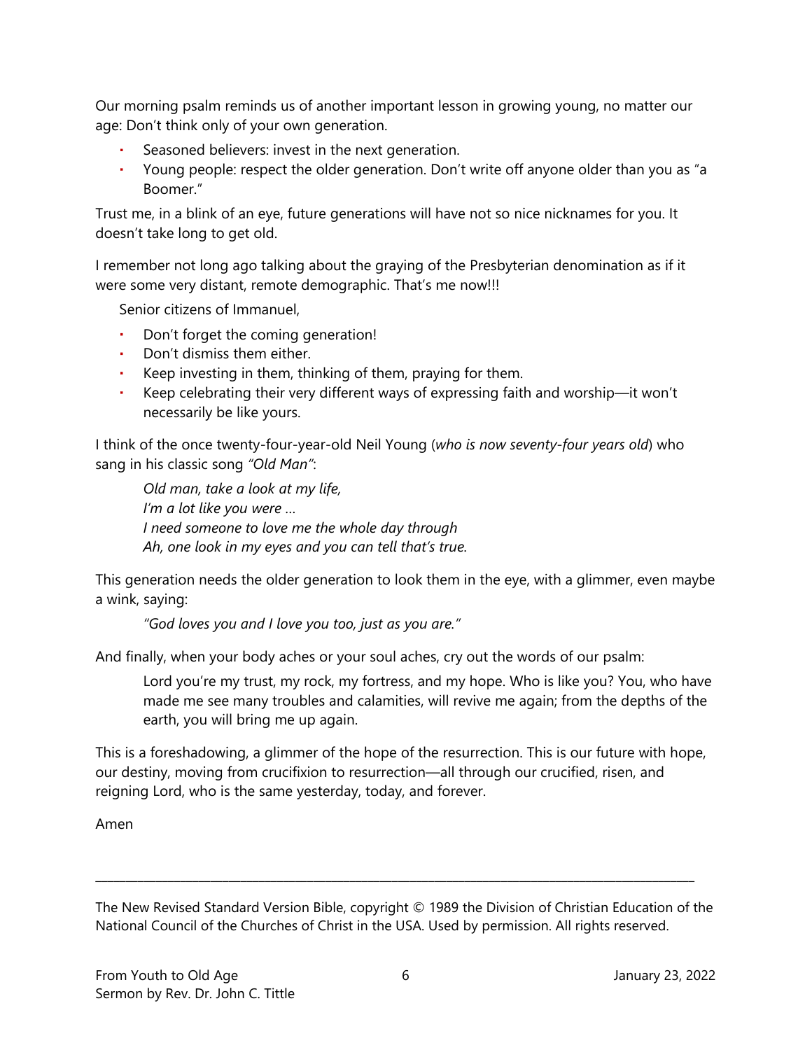Our morning psalm reminds us of another important lesson in growing young, no matter our age: Don't think only of your own generation.

- Seasoned believers: invest in the next generation.
- Young people: respect the older generation. Don't write off anyone older than you as "a Boomer."

Trust me, in a blink of an eye, future generations will have not so nice nicknames for you. It doesn't take long to get old.

I remember not long ago talking about the graying of the Presbyterian denomination as if it were some very distant, remote demographic. That's me now!!!

Senior citizens of Immanuel,

- Don't forget the coming generation!
- Don't dismiss them either.
- Keep investing in them, thinking of them, praying for them.
- Keep celebrating their very different ways of expressing faith and worship—it won't necessarily be like yours.

I think of the once twenty-four-year-old Neil Young (*who is now seventy-four years old*) who sang in his classic song *"Old Man"*:

> *Old man, take a look at my life,*
> *I'm a lot like you were …*
> *I need someone to love me the whole day through*
> *Ah, one look in my eyes and you can tell that's true.*

This generation needs the older generation to look them in the eye, with a glimmer, even maybe a wink, saying:

> *"God loves you and I love you too, just as you are."*

And finally, when your body aches or your soul aches, cry out the words of our psalm:

> Lord you're my trust, my rock, my fortress, and my hope. Who is like you? You, who have made me see many troubles and calamities, will revive me again; from the depths of the earth, you will bring me up again.

This is a foreshadowing, a glimmer of the hope of the resurrection. This is our future with hope, our destiny, moving from crucifixion to resurrection—all through our crucified, risen, and reigning Lord, who is the same yesterday, today, and forever.

Amen

---

The New Revised Standard Version Bible, copyright © 1989 the Division of Christian Education of the National Council of the Churches of Christ in the USA. Used by permission. All rights reserved.